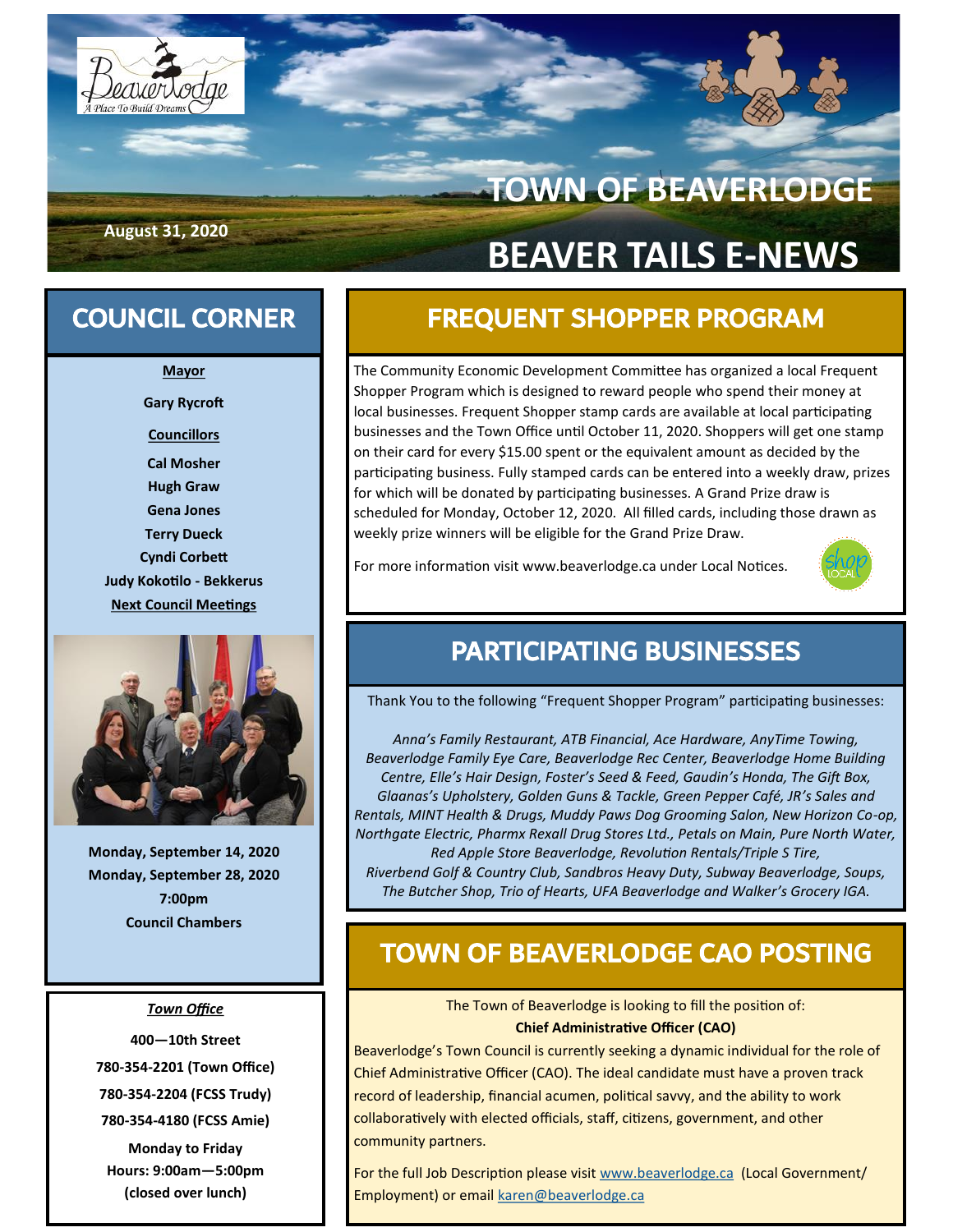August 31, 2020

# TOWN OF BEAVERLODGE

# BEAVER TAILS E-NEWS

## COUNCIL CORNER

**Mayor**

**Gary Rycroft**

**Councillors**

**Cal Mosher**
**Hugh Graw**
**Gena Jones**
**Terry Dueck**
**Cyndi Corbett**
**Judy Kokotilo - Bekkerus**

**Next Council Meetings**

**Monday, September 14, 2020**
**Monday, September 28, 2020**
**7:00pm**
**Council Chambers**

***Town Office***

**400—10th Street**
**780-354-2201 (Town Office)**
**780-354-2204 (FCSS Trudy)**
**780-354-4180 (FCSS Amie)**

**Monday to Friday**
**Hours: 9:00am—5:00pm**
**(closed over lunch)**

## FREQUENT SHOPPER PROGRAM

The Community Economic Development Committee has organized a local Frequent Shopper Program which is designed to reward people who spend their money at local businesses. Frequent Shopper stamp cards are available at local participating businesses and the Town Office until October 11, 2020. Shoppers will get one stamp on their card for every $15.00 spent or the equivalent amount as decided by the participating business. Fully stamped cards can be entered into a weekly draw, prizes for which will be donated by participating businesses. A Grand Prize draw is scheduled for Monday, October 12, 2020. All filled cards, including those drawn as weekly prize winners will be eligible for the Grand Prize Draw.

For more information visit www.beaverlodge.ca under Local Notices.

## PARTICIPATING BUSINESSES

Thank You to the following "Frequent Shopper Program" participating businesses:

*Anna's Family Restaurant, ATB Financial, Ace Hardware, AnyTime Towing, Beaverlodge Family Eye Care, Beaverlodge Rec Center, Beaverlodge Home Building Centre, Elle's Hair Design, Foster's Seed & Feed, Gaudin's Honda, The Gift Box, Glaanas's Upholstery, Golden Guns & Tackle, Green Pepper Café, JR's Sales and Rentals, MINT Health & Drugs, Muddy Paws Dog Grooming Salon, New Horizon Co-op, Northgate Electric, Pharmx Rexall Drug Stores Ltd., Petals on Main, Pure North Water, Red Apple Store Beaverlodge, Revolution Rentals/Triple S Tire, Riverbend Golf & Country Club, Sandbros Heavy Duty, Subway Beaverlodge, Soups, The Butcher Shop, Trio of Hearts, UFA Beaverlodge and Walker's Grocery IGA.*

## TOWN OF BEAVERLODGE CAO POSTING

The Town of Beaverlodge is looking to fill the position of:
**Chief Administrative Officer (CAO)**

Beaverlodge's Town Council is currently seeking a dynamic individual for the role of Chief Administrative Officer (CAO). The ideal candidate must have a proven track record of leadership, financial acumen, political savvy, and the ability to work collaboratively with elected officials, staff, citizens, government, and other community partners.

For the full Job Description please visit www.beaverlodge.ca (Local Government/ Employment) or email karen@beaverlodge.ca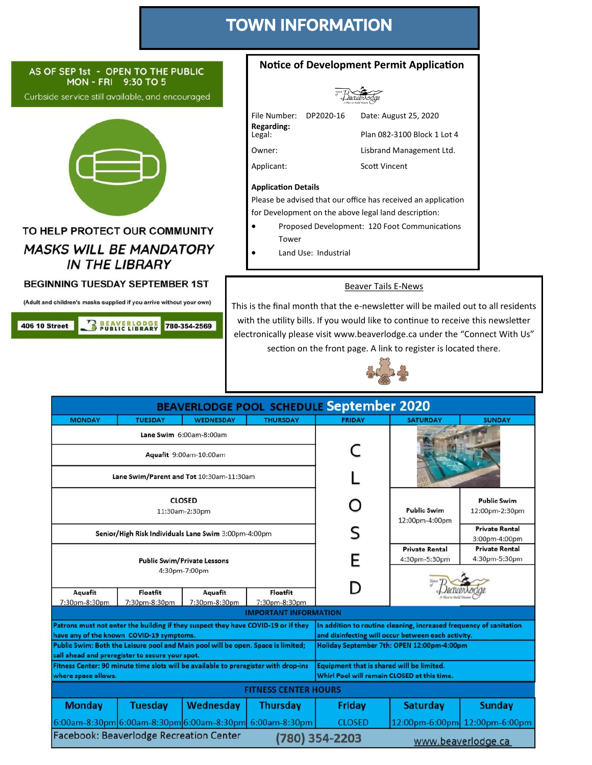# TOWN INFORMATION

AS OF SEP 1st - OPEN TO THE PUBLIC
MON - FRI 9:30 TO 5

Curbside service still available, and encouraged

TO HELP PROTECT OUR COMMUNITY

*MASKS WILL BE MANDATORY IN THE LIBRARY*

BEGINNING TUESDAY SEPTEMBER 1ST

(Adult and children's masks supplied if you arrive without your own)

406 10 Street | BEAVERLODGE PUBLIC LIBRARY | 780-354-2569

## Notice of Development Permit Application

File Number: DP2020-16 Date: August 25, 2020

**Regarding:**

Legal: Plan 082-3100 Block 1 Lot 4

Owner: Lisbrand Management Ltd.

Applicant: Scott Vincent

**Application Details**

Please be advised that our office has received an application for Development on the above legal land description:

- Proposed Development: 120 Foot Communications Tower
- Land Use: Industrial

## Beaver Tails E-News

This is the final month that the e-newsletter will be mailed out to all residents with the utility bills. If you would like to continue to receive this newsletter electronically please visit www.beaverlodge.ca under the "Connect With Us" section on the front page. A link to register is located there.

## BEAVERLODGE POOL SCHEDULE September 2020

| MONDAY | TUESDAY | WEDNESDAY | THURSDAY | FRIDAY | SATURDAY | SUNDAY |
|---|---|---|---|---|---|---|
| Lane Swim 6:00am-8:00am | | | | CLOSED | | |
| Aquafit 9:00am-10:00am | | | | | | |
| Lane Swim/Parent and Tot 10:30am-11:30am | | | | | | |
| CLOSED 11:30am-2:30pm | | | | | Public Swim 12:00pm-4:00pm | Public Swim 12:00pm-2:30pm |
| Senior/High Risk Individuals Lane Swim 3:00pm-4:00pm | | | | | | Private Rental 3:00pm-4:00pm |
| Public Swim/Private Lessons 4:30pm-7:00pm | | | | | Private Rental 4:30pm-5:30pm | Private Rental 4:30pm-5:30pm |
| Aquafit 7:30pm-8:30pm | Floatfit 7:30pm-8:30pm | Aquafit 7:30pm-8:30pm | Floatfit 7:30pm-8:30pm | | | |

### IMPORTANT INFORMATION

- Patrons must not enter the building if they suspect they have COVID-19 or if they have any of the known COVID-19 symptoms.
- In addition to routine cleaning, increased frequency of sanitation and disinfecting will occur between each activity.
- Public Swim: Both the Leisure pool and Main pool will be open. Space is limited; call ahead and preregister to secure your spot.
- Holiday September 7th: OPEN 12:00pm-4:00pm
- Fitness Center: 90 minute time slots will be available to preregister with drop-ins where space allows.
- Equipment that is shared will be limited. Whirl Pool will remain CLOSED at this time.

### FITNESS CENTER HOURS

| Monday | Tuesday | Wednesday | Thursday | Friday | Saturday | Sunday |
|---|---|---|---|---|---|---|
| 6:00am-8:30pm | 6:00am-8:30pm | 6:00am-8:30pm | 6:00am-8:30pm | CLOSED | 12:00pm-6:00pm | 12:00pm-6:00pm |

Facebook: Beaverlodge Recreation Center (780) 354-2203 www.beaverlodge.ca